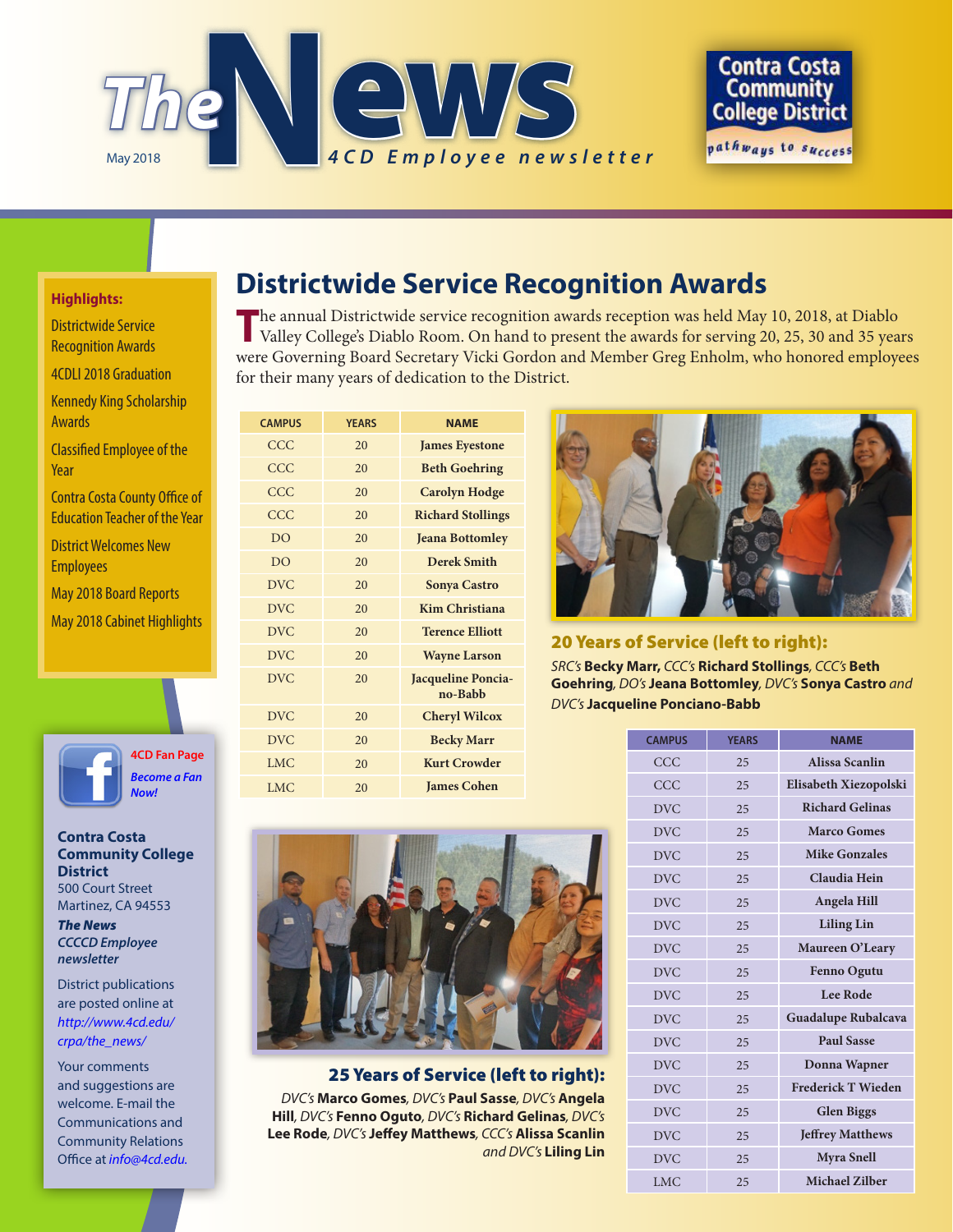# The News

May 2018

4CD Employee newsletter

Contra Costa Community College District
pathways to success

**Highlights:**

- Districtwide Service Recognition Awards
- 4CDLI 2018 Graduation
- Kennedy King Scholarship Awards
- Classified Employee of the Year
- Contra Costa County Office of Education Teacher of the Year
- District Welcomes New Employees
- May 2018 Board Reports
- May 2018 Cabinet Highlights

**4CD Fan Page**
*Become a Fan Now!*

**Contra Costa Community College District**
500 Court Street
Martinez, CA 94553

***The News***
***CCCCD Employee newsletter***

District publications are posted online at *http://www.4cd.edu/crpa/the_news/*

Your comments and suggestions are welcome. E-mail the Communications and Community Relations Office at *info@4cd.edu.*

## Districtwide Service Recognition Awards

The annual Districtwide service recognition awards reception was held May 10, 2018, at Diablo Valley College's Diablo Room. On hand to present the awards for serving 20, 25, 30 and 35 years were Governing Board Secretary Vicki Gordon and Member Greg Enholm, who honored employees for their many years of dedication to the District.

| CAMPUS | YEARS | NAME |
|---|---|---|
| CCC | 20 | James Eyestone |
| CCC | 20 | Beth Goehring |
| CCC | 20 | Carolyn Hodge |
| CCC | 20 | Richard Stollings |
| DO | 20 | Jeana Bottomley |
| DO | 20 | Derek Smith |
| DVC | 20 | Sonya Castro |
| DVC | 20 | Kim Christiana |
| DVC | 20 | Terence Elliott |
| DVC | 20 | Wayne Larson |
| DVC | 20 | Jacqueline Ponciano-Babb |
| DVC | 20 | Cheryl Wilcox |
| DVC | 20 | Becky Marr |
| LMC | 20 | Kurt Crowder |
| LMC | 20 | James Cohen |

### 20 Years of Service (left to right):

*SRC's* **Becky Marr,** *CCC's* **Richard Stollings**, *CCC's* **Beth Goehring**, *DO's* **Jeana Bottomley**, *DVC's* **Sonya Castro** *and DVC's* **Jacqueline Ponciano-Babb**

### 25 Years of Service (left to right):

*DVC's* **Marco Gomes**, *DVC's* **Paul Sasse**, *DVC's* **Angela Hill**, *DVC's* **Fenno Oguto**, *DVC's* **Richard Gelinas**, *DVC's* **Lee Rode**, *DVC's* **Jeffey Matthews**, *CCC's* **Alissa Scanlin** *and DVC's* **Liling Lin**

| CAMPUS | YEARS | NAME |
|---|---|---|
| CCC | 25 | Alissa Scanlin |
| CCC | 25 | Elisabeth Xiezopolski |
| DVC | 25 | Richard Gelinas |
| DVC | 25 | Marco Gomes |
| DVC | 25 | Mike Gonzales |
| DVC | 25 | Claudia Hein |
| DVC | 25 | Angela Hill |
| DVC | 25 | Liling Lin |
| DVC | 25 | Maureen O'Leary |
| DVC | 25 | Fenno Ogutu |
| DVC | 25 | Lee Rode |
| DVC | 25 | Guadalupe Rubalcava |
| DVC | 25 | Paul Sasse |
| DVC | 25 | Donna Wapner |
| DVC | 25 | Frederick T Wieden |
| DVC | 25 | Glen Biggs |
| DVC | 25 | Jeffrey Matthews |
| DVC | 25 | Myra Snell |
| LMC | 25 | Michael Zilber |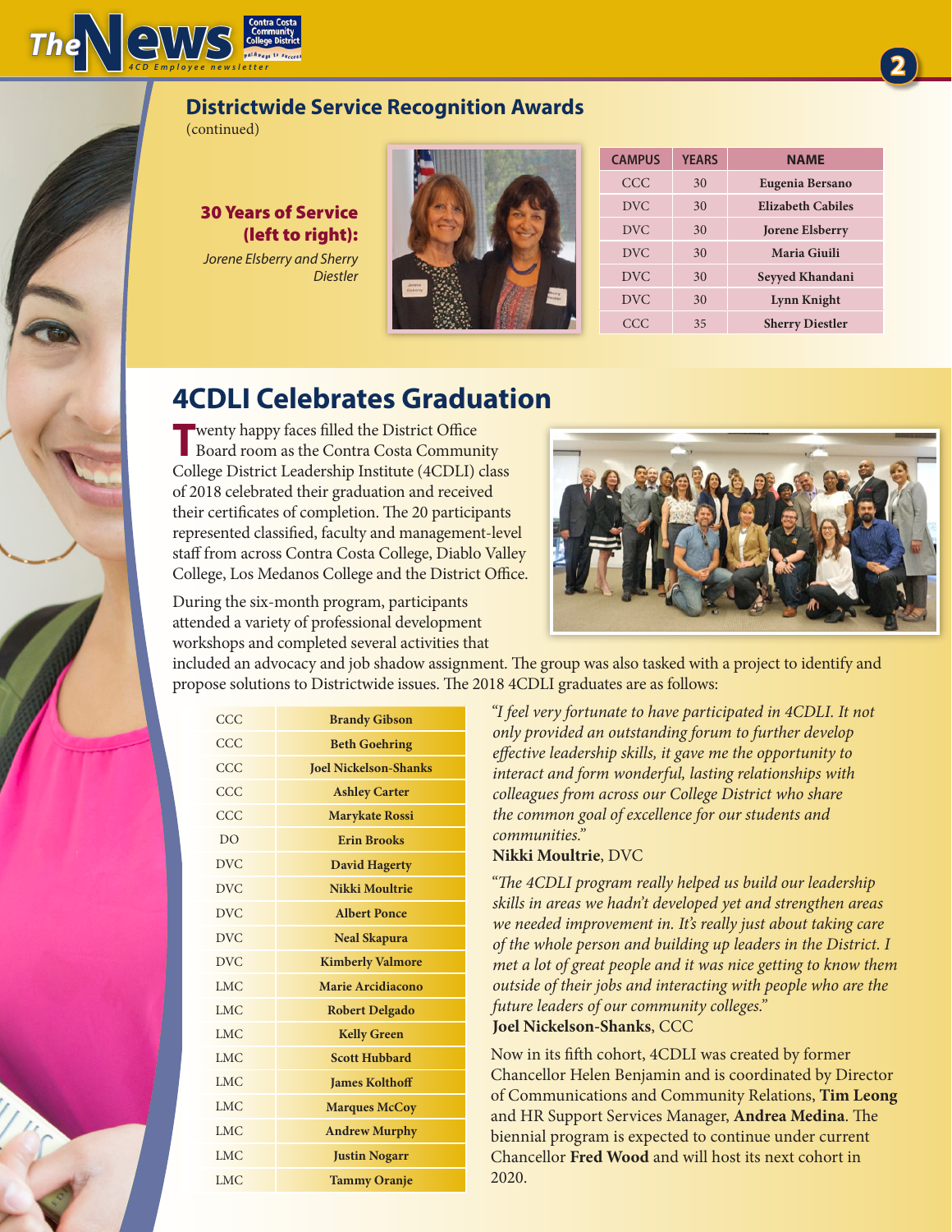## Districtwide Service Recognition Awards

(continued)

**30 Years of Service (left to right):**
*Jorene Elsberry and Sherry Diestler*

| CAMPUS | YEARS | NAME |
|---|---|---|
| CCC | 30 | Eugenia Bersano |
| DVC | 30 | Elizabeth Cabiles |
| DVC | 30 | Jorene Elsberry |
| DVC | 30 | Maria Giuili |
| DVC | 30 | Seyyed Khandani |
| DVC | 30 | Lynn Knight |
| CCC | 35 | Sherry Diestler |

## 4CDLI Celebrates Graduation

Twenty happy faces filled the District Office Board room as the Contra Costa Community College District Leadership Institute (4CDLI) class of 2018 celebrated their graduation and received their certificates of completion. The 20 participants represented classified, faculty and management-level staff from across Contra Costa College, Diablo Valley College, Los Medanos College and the District Office.

During the six-month program, participants attended a variety of professional development workshops and completed several activities that included an advocacy and job shadow assignment. The group was also tasked with a project to identify and propose solutions to Districtwide issues. The 2018 4CDLI graduates are as follows:

| | |
|---|---|
| CCC | Brandy Gibson |
| CCC | Beth Goehring |
| CCC | Joel Nickelson-Shanks |
| CCC | Ashley Carter |
| CCC | Marykate Rossi |
| DO | Erin Brooks |
| DVC | David Hagerty |
| DVC | Nikki Moultrie |
| DVC | Albert Ponce |
| DVC | Neal Skapura |
| DVC | Kimberly Valmore |
| LMC | Marie Arcidiacono |
| LMC | Robert Delgado |
| LMC | Kelly Green |
| LMC | Scott Hubbard |
| LMC | James Kolthoff |
| LMC | Marques McCoy |
| LMC | Andrew Murphy |
| LMC | Justin Nogarr |
| LMC | Tammy Oranje |

*"I feel very fortunate to have participated in 4CDLI. It not only provided an outstanding forum to further develop effective leadership skills, it gave me the opportunity to interact and form wonderful, lasting relationships with colleagues from across our College District who share the common goal of excellence for our students and communities."*
**Nikki Moultrie**, DVC

*"The 4CDLI program really helped us build our leadership skills in areas we hadn't developed yet and strengthen areas we needed improvement in. It's really just about taking care of the whole person and building up leaders in the District. I met a lot of great people and it was nice getting to know them outside of their jobs and interacting with people who are the future leaders of our community colleges."*
**Joel Nickelson-Shanks**, CCC

Now in its fifth cohort, 4CDLI was created by former Chancellor Helen Benjamin and is coordinated by Director of Communications and Community Relations, **Tim Leong** and HR Support Services Manager, **Andrea Medina**. The biennial program is expected to continue under current Chancellor **Fred Wood** and will host its next cohort in 2020.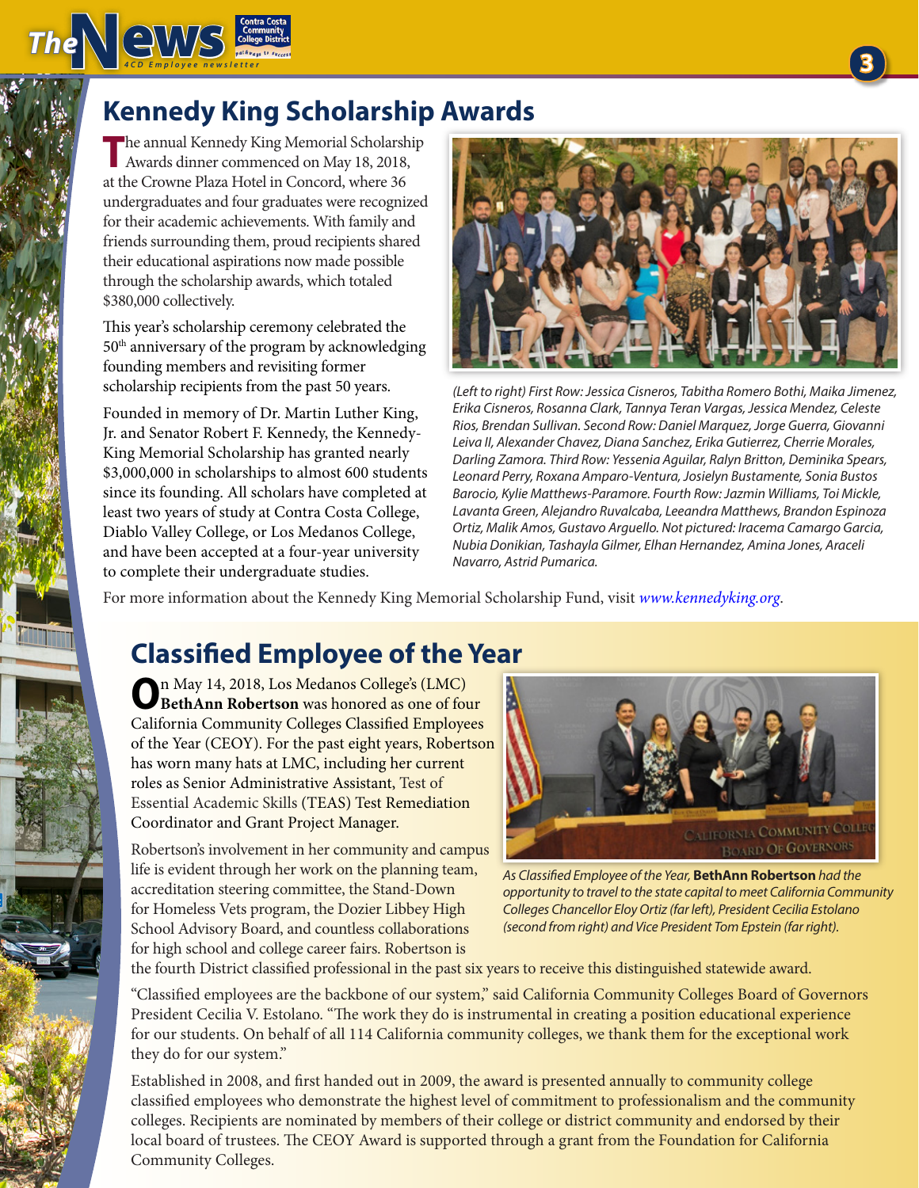# Kennedy King Scholarship Awards

The annual Kennedy King Memorial Scholarship Awards dinner commenced on May 18, 2018, at the Crowne Plaza Hotel in Concord, where 36 undergraduates and four graduates were recognized for their academic achievements. With family and friends surrounding them, proud recipients shared their educational aspirations now made possible through the scholarship awards, which totaled $380,000 collectively.

This year's scholarship ceremony celebrated the 50th anniversary of the program by acknowledging founding members and revisiting former scholarship recipients from the past 50 years.

Founded in memory of Dr. Martin Luther King, Jr. and Senator Robert F. Kennedy, the Kennedy-King Memorial Scholarship has granted nearly $3,000,000 in scholarships to almost 600 students since its founding. All scholars have completed at least two years of study at Contra Costa College, Diablo Valley College, or Los Medanos College, and have been accepted at a four-year university to complete their undergraduate studies.

*(Left to right) First Row: Jessica Cisneros, Tabitha Romero Bothi, Maika Jimenez, Erika Cisneros, Rosanna Clark, Tannya Teran Vargas, Jessica Mendez, Celeste Rios, Brendan Sullivan. Second Row: Daniel Marquez, Jorge Guerra, Giovanni Leiva II, Alexander Chavez, Diana Sanchez, Erika Gutierrez, Cherrie Morales, Darling Zamora. Third Row: Yessenia Aguilar, Ralyn Britton, Deminika Spears, Leonard Perry, Roxana Amparo-Ventura, Josielyn Bustamente, Sonia Bustos Barocio, Kylie Matthews-Paramore. Fourth Row: Jazmin Williams, Toi Mickle, Lavanta Green, Alejandro Ruvalcaba, Leeandra Matthews, Brandon Espinoza Ortiz, Malik Amos, Gustavo Arguello. Not pictured: Iracema Camargo Garcia, Nubia Donikian, Tashayla Gilmer, Elhan Hernandez, Amina Jones, Araceli Navarro, Astrid Pumarica.*

For more information about the Kennedy King Memorial Scholarship Fund, visit *www.kennedyking.org*.

# Classified Employee of the Year

On May 14, 2018, Los Medanos College's (LMC) **BethAnn Robertson** was honored as one of four California Community Colleges Classified Employees of the Year (CEOY). For the past eight years, Robertson has worn many hats at LMC, including her current roles as Senior Administrative Assistant, Test of Essential Academic Skills (TEAS) Test Remediation Coordinator and Grant Project Manager.

Robertson's involvement in her community and campus life is evident through her work on the planning team, accreditation steering committee, the Stand-Down for Homeless Vets program, the Dozier Libbey High School Advisory Board, and countless collaborations for high school and college career fairs. Robertson is the fourth District classified professional in the past six years to receive this distinguished statewide award.

*As Classified Employee of the Year,* ***BethAnn Robertson*** *had the opportunity to travel to the state capital to meet California Community Colleges Chancellor Eloy Ortiz (far left), President Cecilia Estolano (second from right) and Vice President Tom Epstein (far right).*

"Classified employees are the backbone of our system," said California Community Colleges Board of Governors President Cecilia V. Estolano. "The work they do is instrumental in creating a position educational experience for our students. On behalf of all 114 California community colleges, we thank them for the exceptional work they do for our system."

Established in 2008, and first handed out in 2009, the award is presented annually to community college classified employees who demonstrate the highest level of commitment to professionalism and the community colleges. Recipients are nominated by members of their college or district community and endorsed by their local board of trustees. The CEOY Award is supported through a grant from the Foundation for California Community Colleges.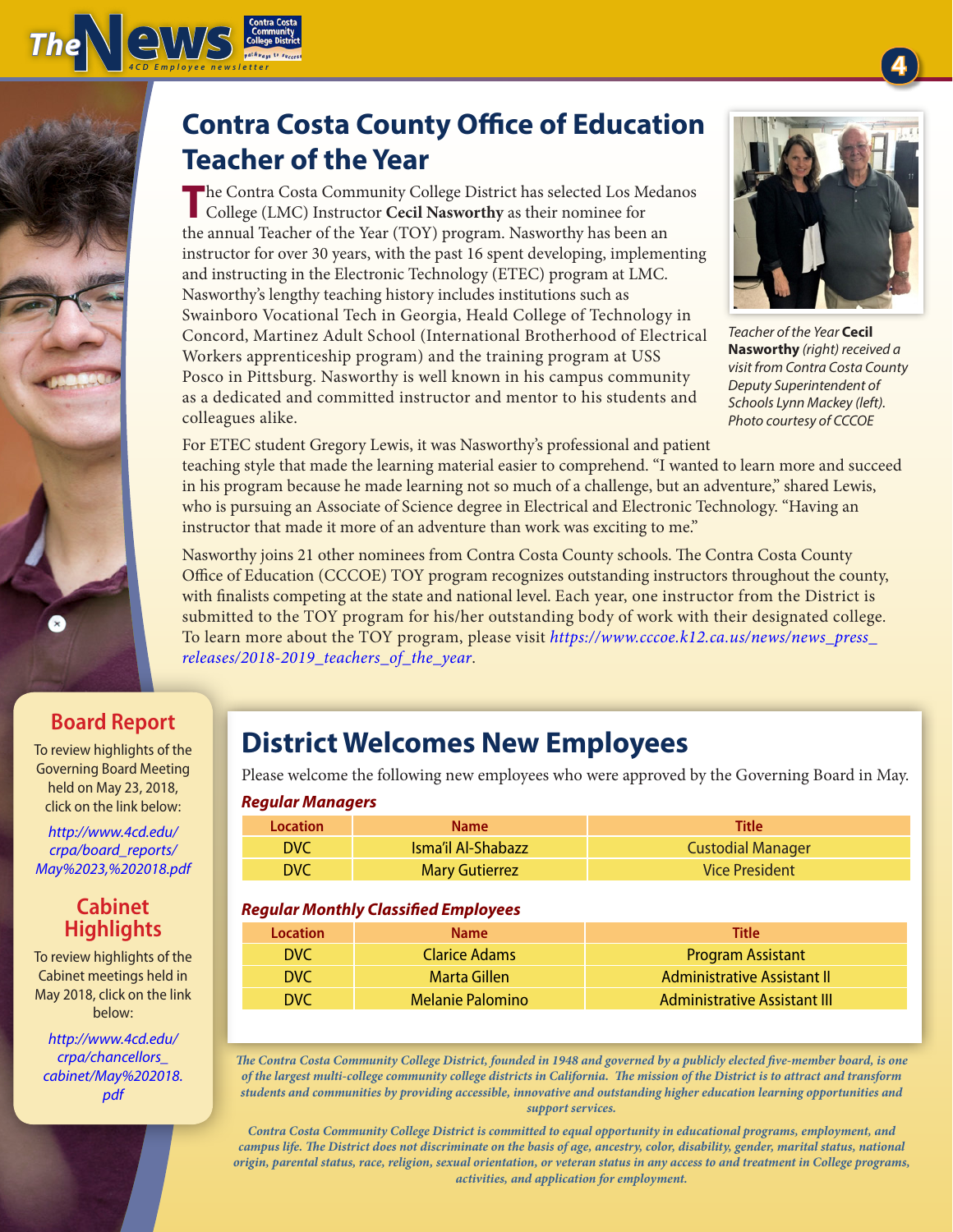# Contra Costa County Office of Education Teacher of the Year

The Contra Costa Community College District has selected Los Medanos College (LMC) Instructor **Cecil Nasworthy** as their nominee for the annual Teacher of the Year (TOY) program. Nasworthy has been an instructor for over 30 years, with the past 16 spent developing, implementing and instructing in the Electronic Technology (ETEC) program at LMC. Nasworthy's lengthy teaching history includes institutions such as Swainboro Vocational Tech in Georgia, Heald College of Technology in Concord, Martinez Adult School (International Brotherhood of Electrical Workers apprenticeship program) and the training program at USS Posco in Pittsburg. Nasworthy is well known in his campus community as a dedicated and committed instructor and mentor to his students and colleagues alike.

*Teacher of the Year* **Cecil Nasworthy** *(right) received a visit from Contra Costa County Deputy Superintendent of Schools Lynn Mackey (left). Photo courtesy of CCCOE*

For ETEC student Gregory Lewis, it was Nasworthy's professional and patient teaching style that made the learning material easier to comprehend. "I wanted to learn more and succeed in his program because he made learning not so much of a challenge, but an adventure," shared Lewis, who is pursuing an Associate of Science degree in Electrical and Electronic Technology. "Having an instructor that made it more of an adventure than work was exciting to me."

Nasworthy joins 21 other nominees from Contra Costa County schools. The Contra Costa County Office of Education (CCCOE) TOY program recognizes outstanding instructors throughout the county, with finalists competing at the state and national level. Each year, one instructor from the District is submitted to the TOY program for his/her outstanding body of work with their designated college. To learn more about the TOY program, please visit *https://www.cccoe.k12.ca.us/news/news_press_releases/2018-2019_teachers_of_the_year*.

## Board Report

To review highlights of the Governing Board Meeting held on May 23, 2018, click on the link below:

*http://www.4cd.edu/crpa/board_reports/May%2023,%202018.pdf*

## Cabinet Highlights

To review highlights of the Cabinet meetings held in May 2018, click on the link below:

*http://www.4cd.edu/crpa/chancellors_cabinet/May%202018.pdf*

# District Welcomes New Employees

Please welcome the following new employees who were approved by the Governing Board in May.

***Regular Managers***

| Location | Name | Title |
|---|---|---|
| DVC | Isma'il Al-Shabazz | Custodial Manager |
| DVC | Mary Gutierrez | Vice President |

***Regular Monthly Classified Employees***

| Location | Name | Title |
|---|---|---|
| DVC | Clarice Adams | Program Assistant |
| DVC | Marta Gillen | Administrative Assistant II |
| DVC | Melanie Palomino | Administrative Assistant III |

***The Contra Costa Community College District, founded in 1948 and governed by a publicly elected five-member board, is one of the largest multi-college community college districts in California. The mission of the District is to attract and transform students and communities by providing accessible, innovative and outstanding higher education learning opportunities and support services.***

***Contra Costa Community College District is committed to equal opportunity in educational programs, employment, and campus life. The District does not discriminate on the basis of age, ancestry, color, disability, gender, marital status, national origin, parental status, race, religion, sexual orientation, or veteran status in any access to and treatment in College programs, activities, and application for employment.***